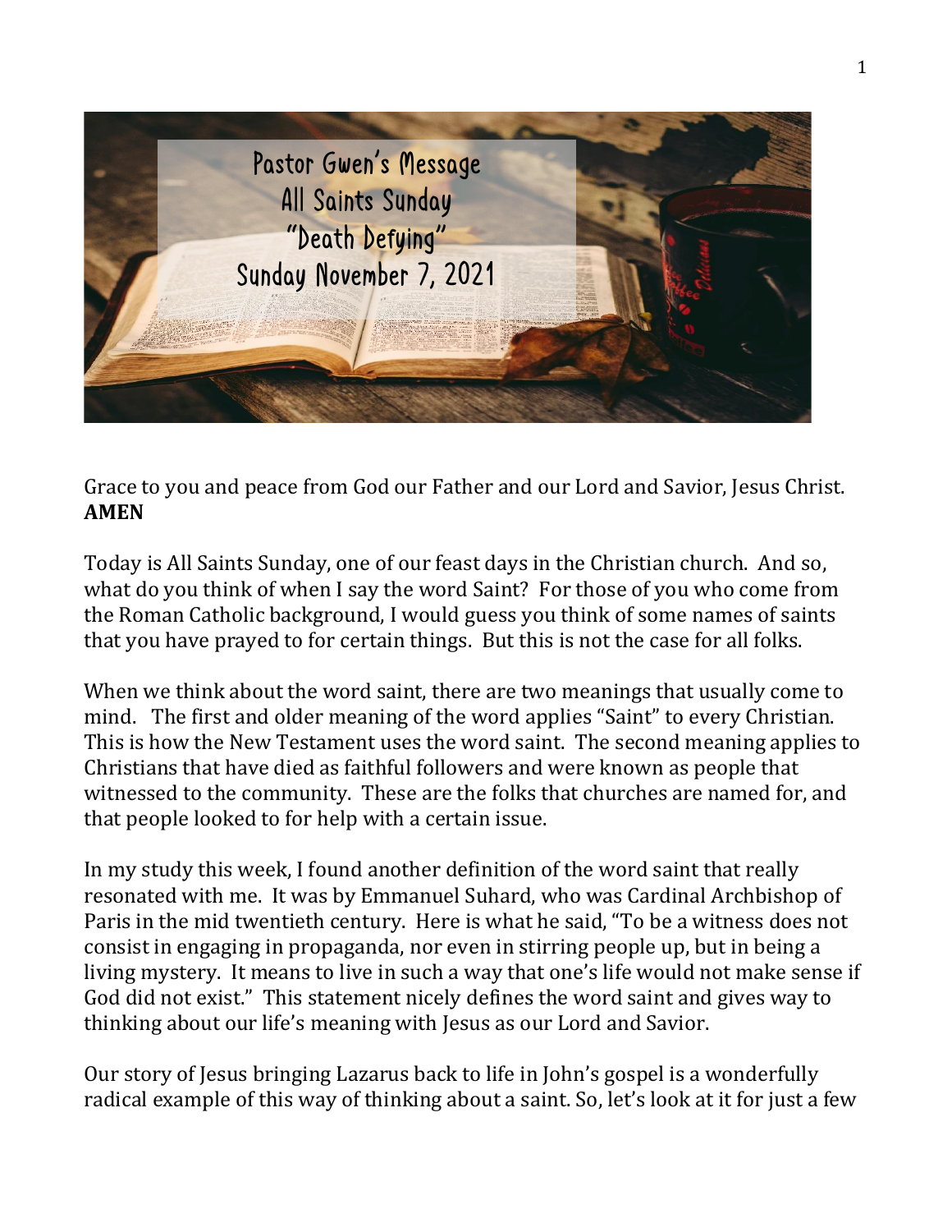# Pastor Gwen's Message
## All Saints Sunday
## "Death Defying"
## Sunday November 7, 2021

Grace to you and peace from God our Father and our Lord and Savior, Jesus Christ. **AMEN**

Today is All Saints Sunday, one of our feast days in the Christian church. And so, what do you think of when I say the word Saint? For those of you who come from the Roman Catholic background, I would guess you think of some names of saints that you have prayed to for certain things. But this is not the case for all folks.

When we think about the word saint, there are two meanings that usually come to mind. The first and older meaning of the word applies "Saint" to every Christian. This is how the New Testament uses the word saint. The second meaning applies to Christians that have died as faithful followers and were known as people that witnessed to the community. These are the folks that churches are named for, and that people looked to for help with a certain issue.

In my study this week, I found another definition of the word saint that really resonated with me. It was by Emmanuel Suhard, who was Cardinal Archbishop of Paris in the mid twentieth century. Here is what he said, "To be a witness does not consist in engaging in propaganda, nor even in stirring people up, but in being a living mystery. It means to live in such a way that one's life would not make sense if God did not exist." This statement nicely defines the word saint and gives way to thinking about our life's meaning with Jesus as our Lord and Savior.

Our story of Jesus bringing Lazarus back to life in John's gospel is a wonderfully radical example of this way of thinking about a saint. So, let's look at it for just a few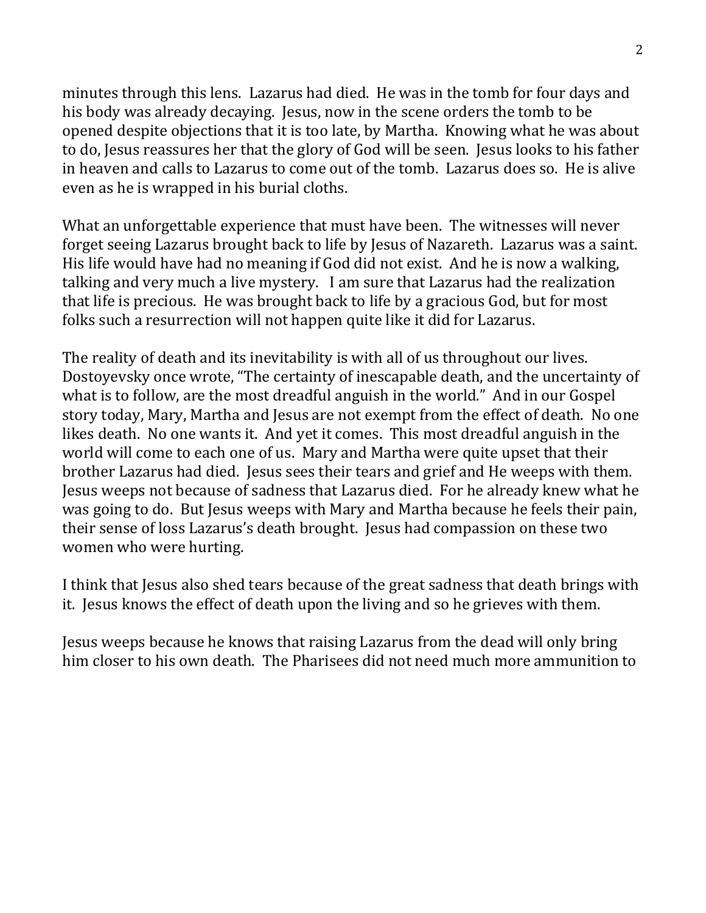minutes through this lens. Lazarus had died. He was in the tomb for four days and his body was already decaying. Jesus, now in the scene orders the tomb to be opened despite objections that it is too late, by Martha. Knowing what he was about to do, Jesus reassures her that the glory of God will be seen. Jesus looks to his father in heaven and calls to Lazarus to come out of the tomb. Lazarus does so. He is alive even as he is wrapped in his burial cloths.

What an unforgettable experience that must have been. The witnesses will never forget seeing Lazarus brought back to life by Jesus of Nazareth. Lazarus was a saint. His life would have had no meaning if God did not exist. And he is now a walking, talking and very much a live mystery. I am sure that Lazarus had the realization that life is precious. He was brought back to life by a gracious God, but for most folks such a resurrection will not happen quite like it did for Lazarus.

The reality of death and its inevitability is with all of us throughout our lives. Dostoyevsky once wrote, "The certainty of inescapable death, and the uncertainty of what is to follow, are the most dreadful anguish in the world." And in our Gospel story today, Mary, Martha and Jesus are not exempt from the effect of death. No one likes death. No one wants it. And yet it comes. This most dreadful anguish in the world will come to each one of us. Mary and Martha were quite upset that their brother Lazarus had died. Jesus sees their tears and grief and He weeps with them. Jesus weeps not because of sadness that Lazarus died. For he already knew what he was going to do. But Jesus weeps with Mary and Martha because he feels their pain, their sense of loss Lazarus's death brought. Jesus had compassion on these two women who were hurting.

I think that Jesus also shed tears because of the great sadness that death brings with it. Jesus knows the effect of death upon the living and so he grieves with them.

Jesus weeps because he knows that raising Lazarus from the dead will only bring him closer to his own death. The Pharisees did not need much more ammunition to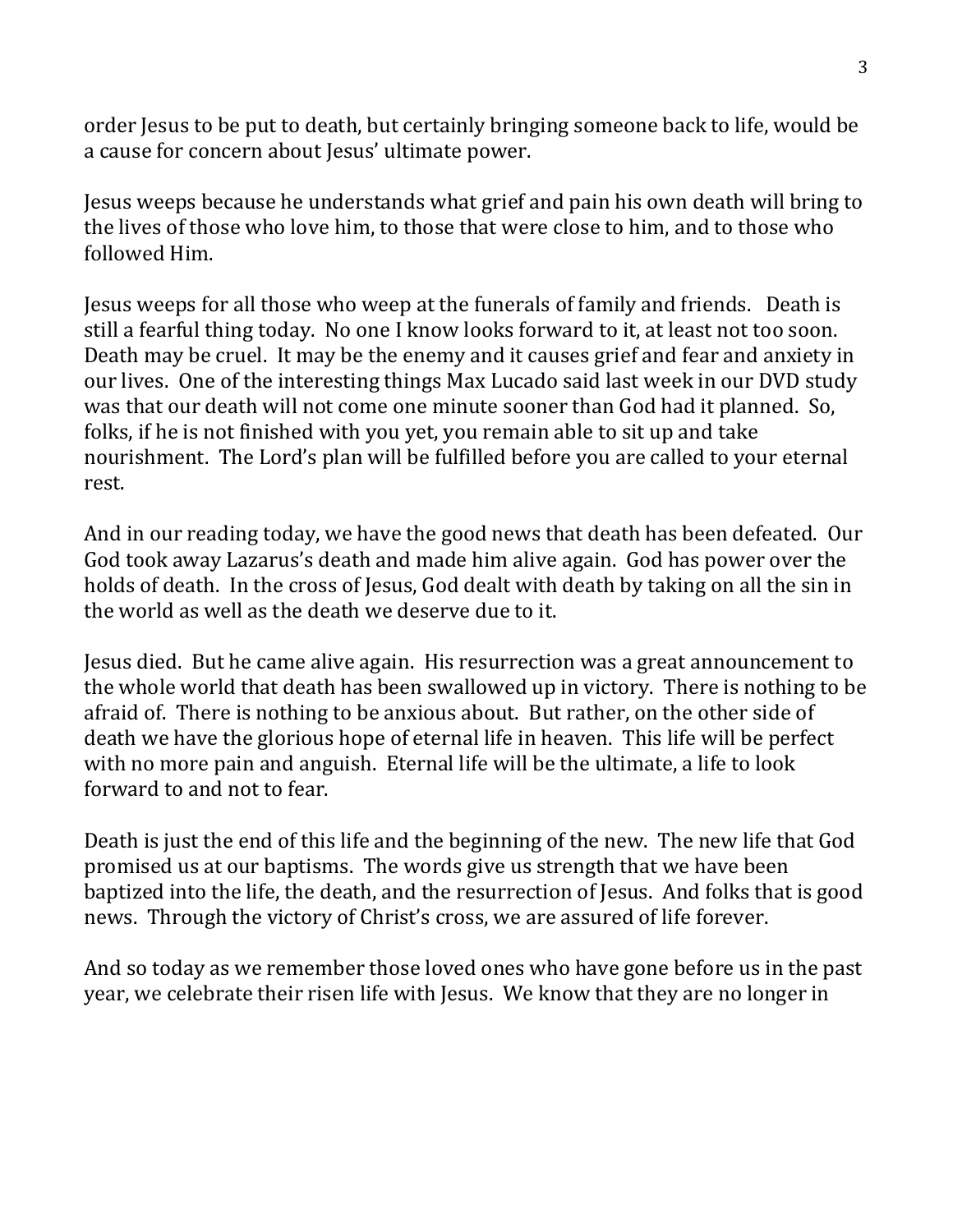order Jesus to be put to death, but certainly bringing someone back to life, would be a cause for concern about Jesus' ultimate power.

Jesus weeps because he understands what grief and pain his own death will bring to the lives of those who love him, to those that were close to him, and to those who followed Him.

Jesus weeps for all those who weep at the funerals of family and friends. Death is still a fearful thing today. No one I know looks forward to it, at least not too soon. Death may be cruel. It may be the enemy and it causes grief and fear and anxiety in our lives. One of the interesting things Max Lucado said last week in our DVD study was that our death will not come one minute sooner than God had it planned. So, folks, if he is not finished with you yet, you remain able to sit up and take nourishment. The Lord's plan will be fulfilled before you are called to your eternal rest.

And in our reading today, we have the good news that death has been defeated. Our God took away Lazarus's death and made him alive again. God has power over the holds of death. In the cross of Jesus, God dealt with death by taking on all the sin in the world as well as the death we deserve due to it.

Jesus died. But he came alive again. His resurrection was a great announcement to the whole world that death has been swallowed up in victory. There is nothing to be afraid of. There is nothing to be anxious about. But rather, on the other side of death we have the glorious hope of eternal life in heaven. This life will be perfect with no more pain and anguish. Eternal life will be the ultimate, a life to look forward to and not to fear.

Death is just the end of this life and the beginning of the new. The new life that God promised us at our baptisms. The words give us strength that we have been baptized into the life, the death, and the resurrection of Jesus. And folks that is good news. Through the victory of Christ's cross, we are assured of life forever.

And so today as we remember those loved ones who have gone before us in the past year, we celebrate their risen life with Jesus. We know that they are no longer in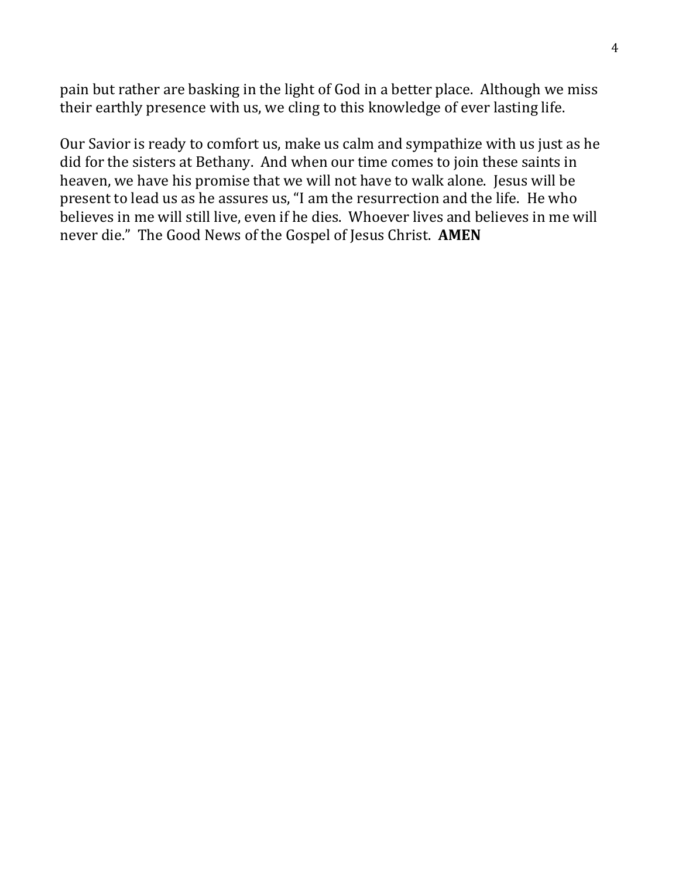pain but rather are basking in the light of God in a better place. Although we miss their earthly presence with us, we cling to this knowledge of ever lasting life.

Our Savior is ready to comfort us, make us calm and sympathize with us just as he did for the sisters at Bethany. And when our time comes to join these saints in heaven, we have his promise that we will not have to walk alone. Jesus will be present to lead us as he assures us, "I am the resurrection and the life. He who believes in me will still live, even if he dies. Whoever lives and believes in me will never die." The Good News of the Gospel of Jesus Christ. **AMEN**